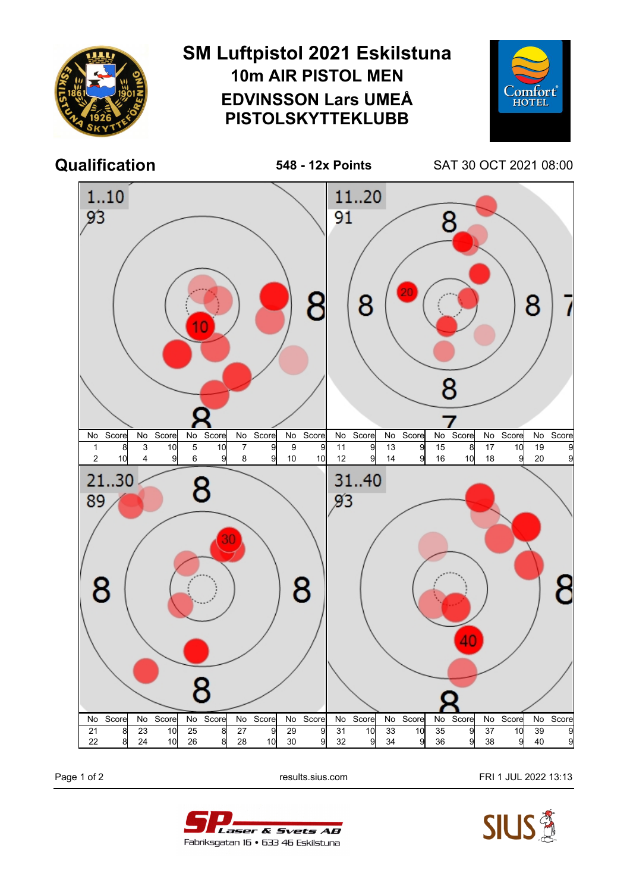# SM Luftpistol 2021 Eskilstuna

## 10m AIR PISTOL MEN

## EDVINSSON Lars UMEÅ PISTOLSKYTTEKLUBB

**Qualification** — **548 - 12x Points** — SAT 30 OCT 2021 08:00

### 1..10 — 93

| No | Score | No | Score | No | Score | No | Score | No | Score |
|---|---|---|---|---|---|---|---|---|---|
| 1 | 8 | 3 | 10 | 5 | 10 | 7 | 9 | 9 | 9 |
| 2 | 10 | 4 | 9 | 6 | 9 | 8 | 9 | 10 | 10 |

### 11..20 — 91

| No | Score | No | Score | No | Score | No | Score | No | Score |
|---|---|---|---|---|---|---|---|---|---|
| 11 | 9 | 13 | 9 | 15 | 8 | 17 | 10 | 19 | 9 |
| 12 | 9 | 14 | 9 | 16 | 10 | 18 | 9 | 20 | 9 |

### 21..30 — 89

| No | Score | No | Score | No | Score | No | Score | No | Score |
|---|---|---|---|---|---|---|---|---|---|
| 21 | 8 | 23 | 10 | 25 | 8 | 27 | 9 | 29 | 9 |
| 22 | 8 | 24 | 10 | 26 | 8 | 28 | 10 | 30 | 9 |

### 31..40 — 93

| No | Score | No | Score | No | Score | No | Score | No | Score |
|---|---|---|---|---|---|---|---|---|---|
| 31 | 10 | 33 | 10 | 35 | 9 | 37 | 10 | 39 | 9 |
| 32 | 9 | 34 | 9 | 36 | 9 | 38 | 9 | 40 | 9 |

results.sius.com — FRI 1 JUL 2022 13:13

SP Laser & Svets AB
Fabriksgatan 16 • 633 46 Eskilstuna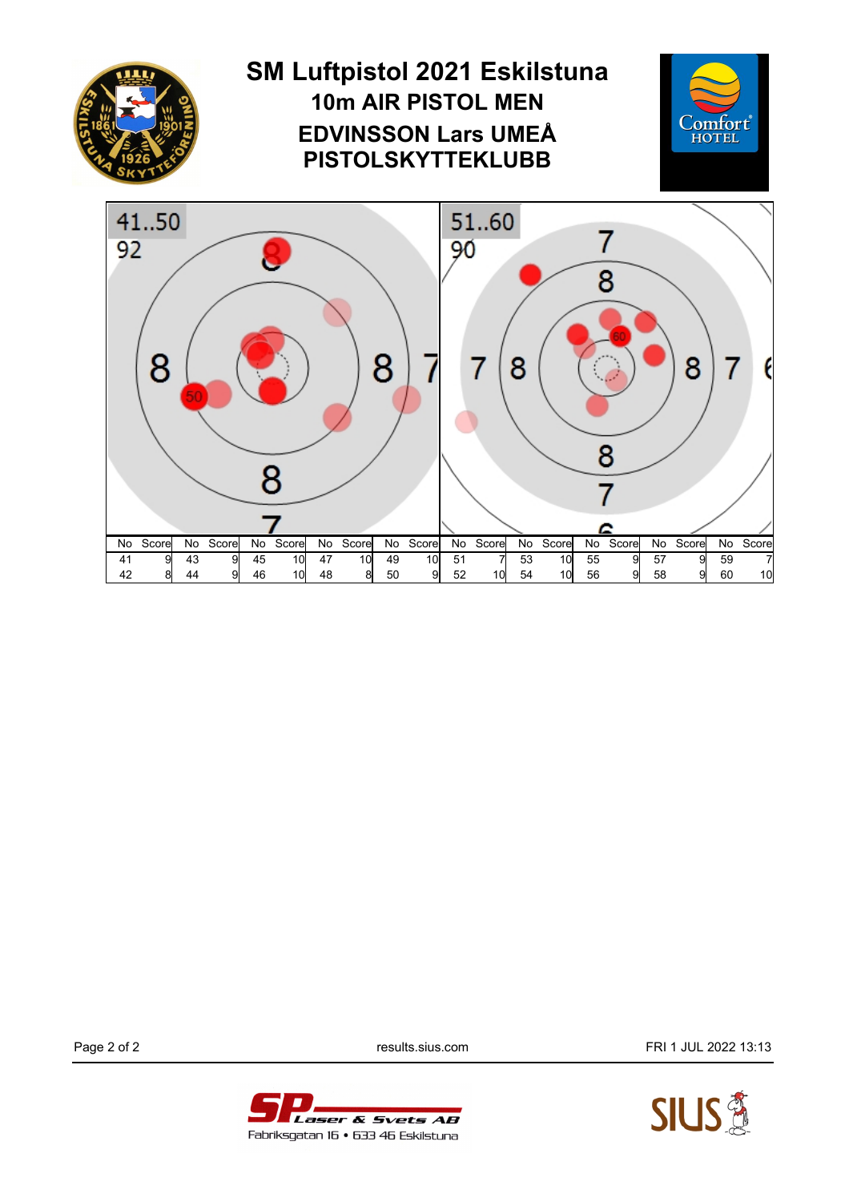# SM Luftpistol 2021 Eskilstuna

## 10m AIR PISTOL MEN

## EDVINSSON Lars UMEÅ PISTOLSKYTTEKLUBB

41..50
92

51..60
90

| No | Score | No | Score | No | Score | No | Score | No | Score | No | Score | No | Score | No | Score | No | Score | No | Score |
|---|---|---|---|---|---|---|---|---|---|---|---|---|---|---|---|---|---|---|---|
| 41 | 9 | 43 | 9 | 45 | 10 | 47 | 10 | 49 | 10 | 51 | 7 | 53 | 10 | 55 | 9 | 57 | 9 | 59 | 7 |
| 42 | 8 | 44 | 9 | 46 | 10 | 48 | 8 | 50 | 9 | 52 | 10 | 54 | 10 | 56 | 9 | 58 | 9 | 60 | 10 |

results.sius.com

FRI 1 JUL 2022 13:13

SP Laser & Svets AB
Fabriksgatan 16 • 633 46 Eskilstuna

SIUS